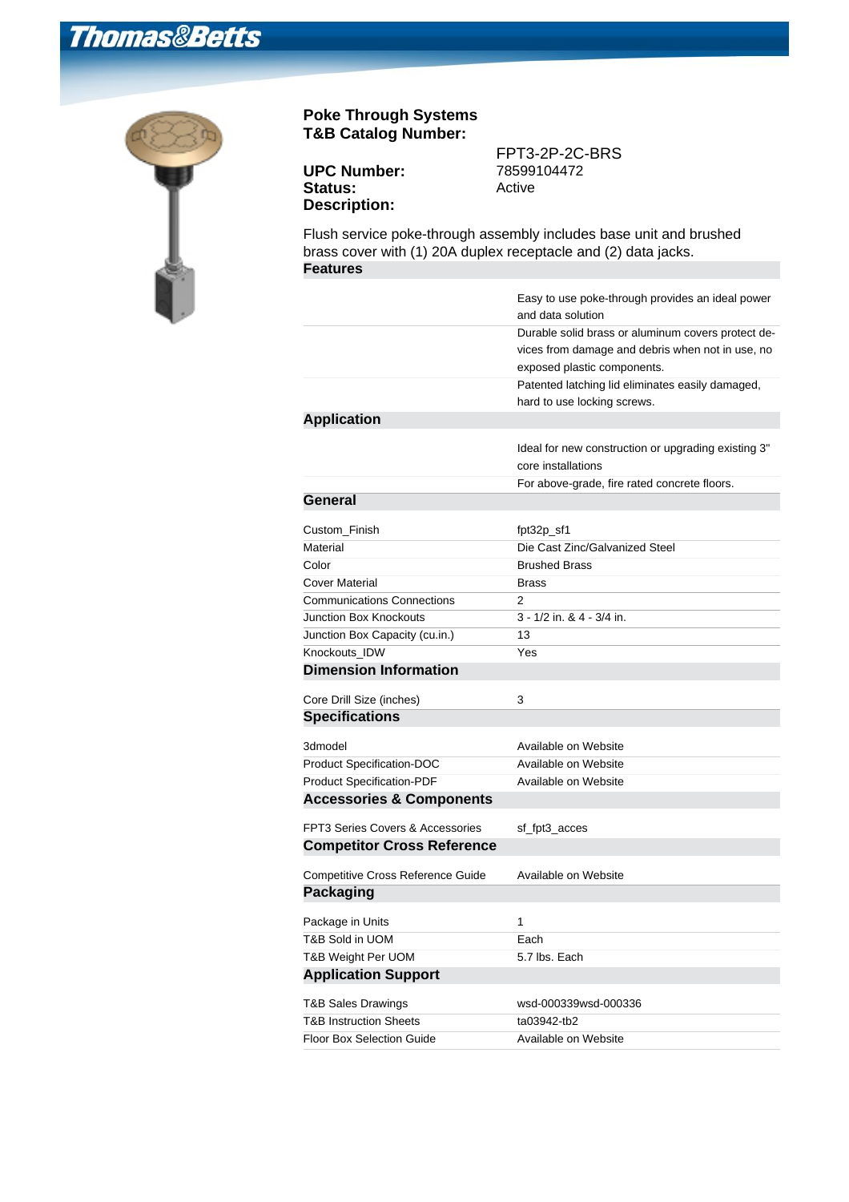Thomas&Betts

## Poke Through Systems

**T&B Catalog Number:** FPT3-2P-2C-BRS

**UPC Number:** 78599104472

**Status:** Active

**Description:**

Flush service poke-through assembly includes base unit and brushed brass cover with (1) 20A duplex receptacle and (2) data jacks.

### Features

| | |
|---|---|
| | Easy to use poke-through provides an ideal power and data solution |
| | Durable solid brass or aluminum covers protect devices from damage and debris when not in use, no exposed plastic components. |
| | Patented latching lid eliminates easily damaged, hard to use locking screws. |

### Application

| | |
|---|---|
| | Ideal for new construction or upgrading existing 3" core installations |
| | For above-grade, fire rated concrete floors. |

### General

| | |
|---|---|
| Custom_Finish | fpt32p_sf1 |
| Material | Die Cast Zinc/Galvanized Steel |
| Color | Brushed Brass |
| Cover Material | Brass |
| Communications Connections | 2 |
| Junction Box Knockouts | 3 - 1/2 in. & 4 - 3/4 in. |
| Junction Box Capacity (cu.in.) | 13 |
| Knockouts_IDW | Yes |

### Dimension Information

| | |
|---|---|
| Core Drill Size (inches) | 3 |

### Specifications

| | |
|---|---|
| 3dmodel | Available on Website |
| Product Specification-DOC | Available on Website |
| Product Specification-PDF | Available on Website |

### Accessories & Components

| | |
|---|---|
| FPT3 Series Covers & Accessories | sf_fpt3_acces |

### Competitor Cross Reference

| | |
|---|---|
| Competitive Cross Reference Guide | Available on Website |

### Packaging

| | |
|---|---|
| Package in Units | 1 |
| T&B Sold in UOM | Each |
| T&B Weight Per UOM | 5.7 lbs. Each |

### Application Support

| | |
|---|---|
| T&B Sales Drawings | wsd-000339wsd-000336 |
| T&B Instruction Sheets | ta03942-tb2 |
| Floor Box Selection Guide | Available on Website |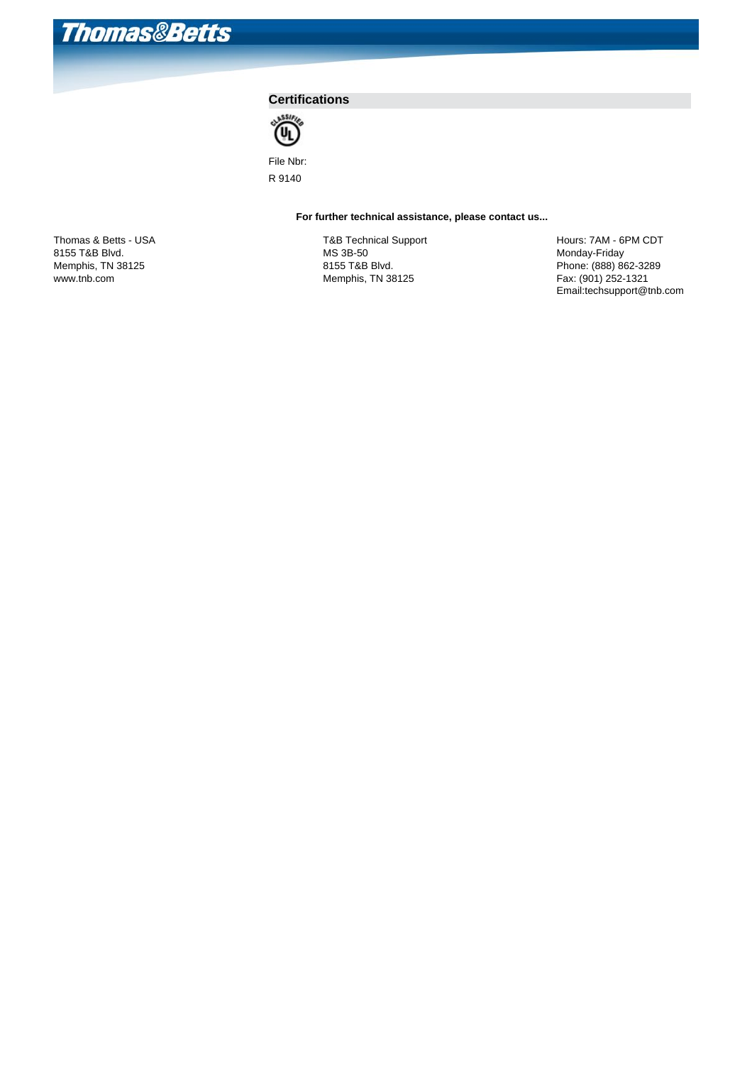## Certifications

File Nbr:

R 9140

**For further technical assistance, please contact us...**

Thomas & Betts - USA
8155 T&B Blvd.
Memphis, TN 38125
www.tnb.com

T&B Technical Support
MS 3B-50
8155 T&B Blvd.
Memphis, TN 38125

Hours: 7AM - 6PM CDT
Monday-Friday
Phone: (888) 862-3289
Fax: (901) 252-1321
Email:techsupport@tnb.com